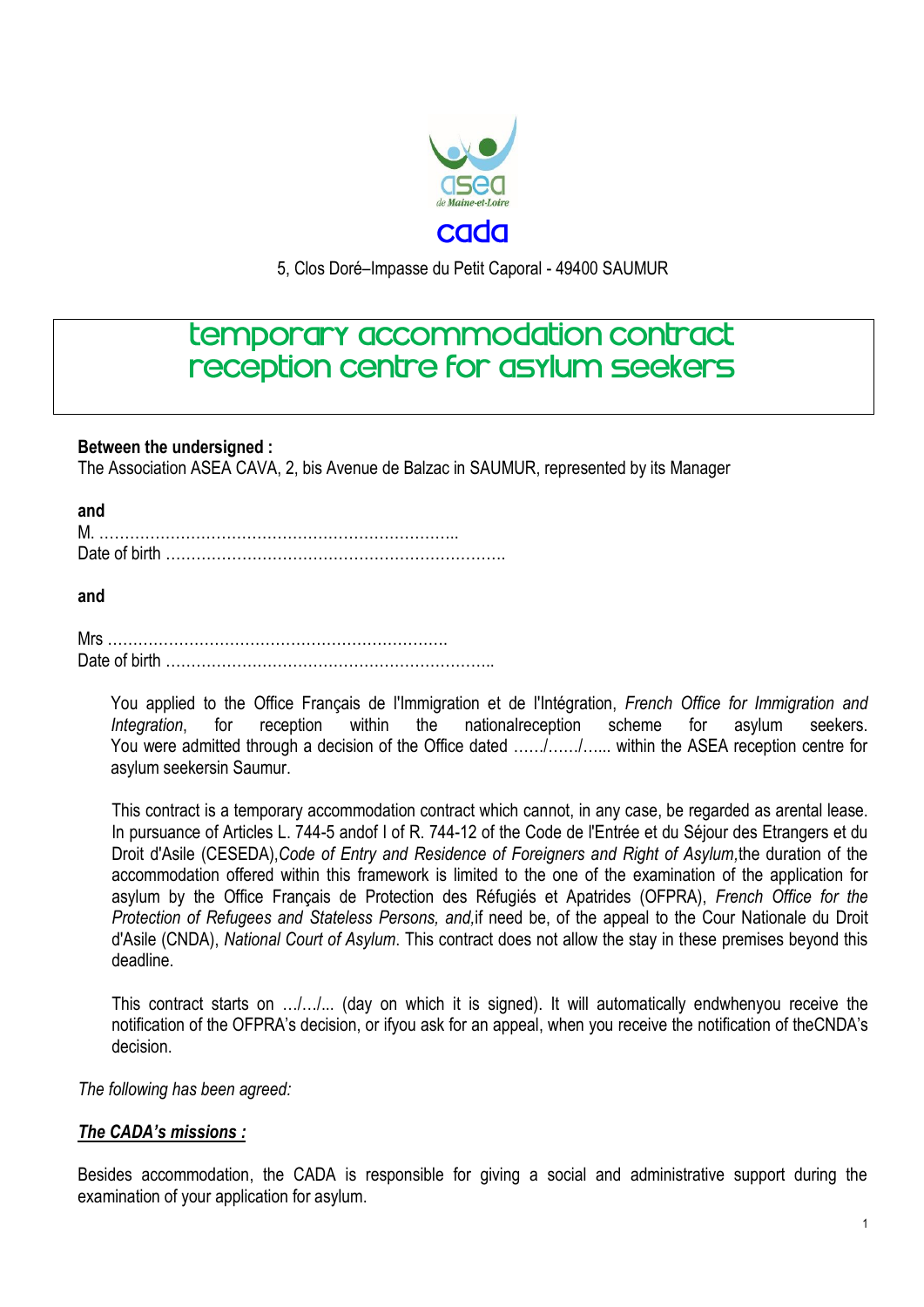asea
de Maine-et-Loire
cada

5, Clos Doré–Impasse du Petit Caporal - 49400 SAUMUR

# temporary accommodation contract reception centre for asylum seekers

**Between the undersigned :**
The Association ASEA CAVA, 2, bis Avenue de Balzac in SAUMUR, represented by its Manager

**and**
M. ……………………………………………………………..
Date of birth ………………………………………………………….

**and**

Mrs ………………………………………………………….
Date of birth ………………………………………………………..

You applied to the Office Français de l'Immigration et de l'Intégration, *French Office for Immigration and Integration*, for reception within the nationalreception scheme for asylum seekers. You were admitted through a decision of the Office dated ……/……/…... within the ASEA reception centre for asylum seekersin Saumur.

This contract is a temporary accommodation contract which cannot, in any case, be regarded as arental lease. In pursuance of Articles L. 744-5 andof I of R. 744-12 of the Code de l'Entrée et du Séjour des Etrangers et du Droit d'Asile (CESEDA),*Code of Entry and Residence of Foreigners and Right of Asylum,*the duration of the accommodation offered within this framework is limited to the one of the examination of the application for asylum by the Office Français de Protection des Réfugiés et Apatrides (OFPRA), *French Office for the Protection of Refugees and Stateless Persons, and,*if need be, of the appeal to the Cour Nationale du Droit d'Asile (CNDA), *National Court of Asylum*. This contract does not allow the stay in these premises beyond this deadline.

This contract starts on …/…/... (day on which it is signed). It will automatically endwhenyou receive the notification of the OFPRA's decision, or ifyou ask for an appeal, when you receive the notification of theCNDA's decision.

*The following has been agreed:*

***The CADA's missions :***

Besides accommodation, the CADA is responsible for giving a social and administrative support during the examination of your application for asylum.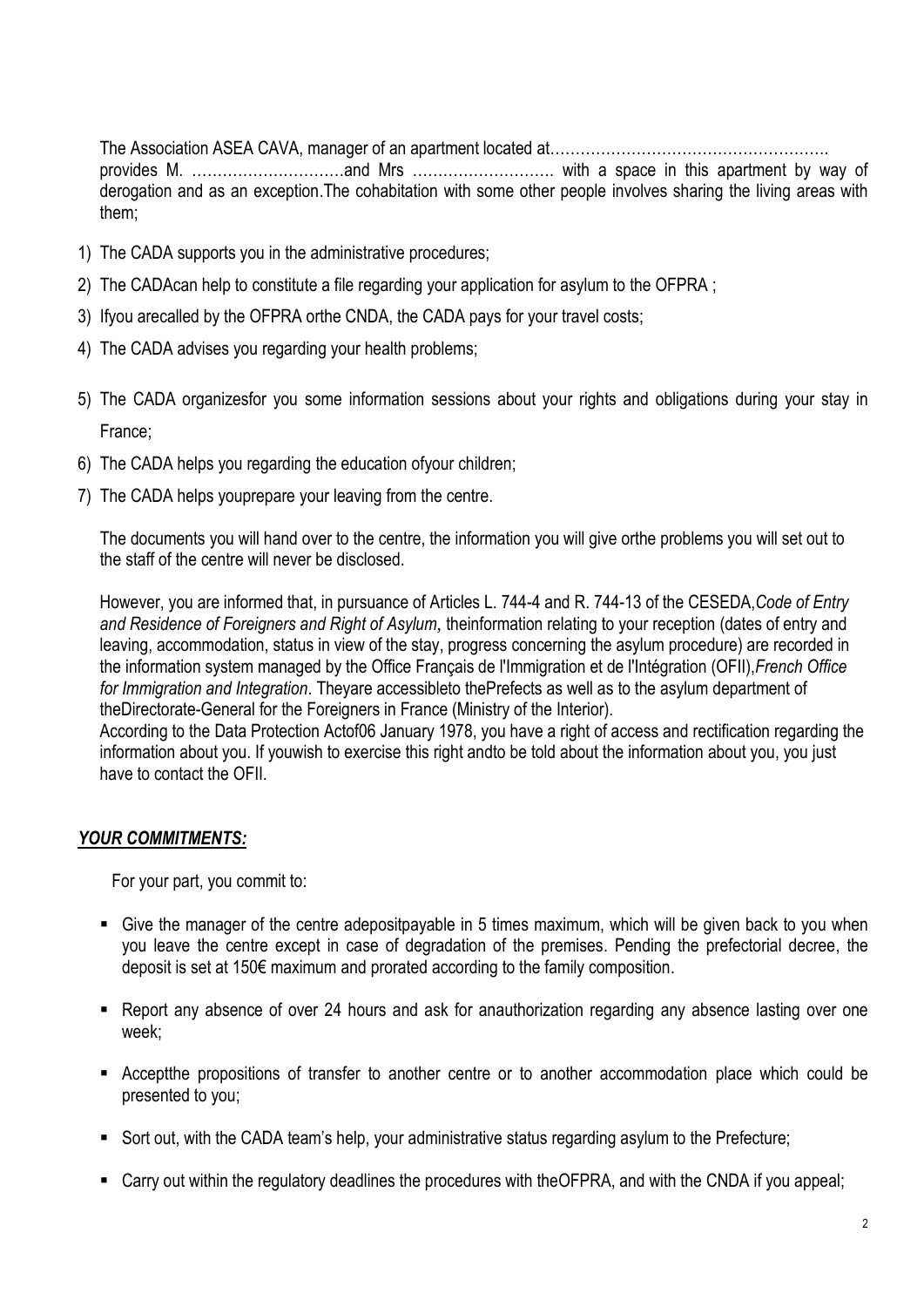The Association ASEA CAVA, manager of an apartment located at………………………………………………. provides M. …………………………and Mrs ………………………. with a space in this apartment by way of derogation and as an exception.The cohabitation with some other people involves sharing the living areas with them;

1) The CADA supports you in the administrative procedures;
2) The CADAcan help to constitute a file regarding your application for asylum to the OFPRA ;
3) Ifyou arecalled by the OFPRA orthe CNDA, the CADA pays for your travel costs;
4) The CADA advises you regarding your health problems;
5) The CADA organizesfor you some information sessions about your rights and obligations during your stay in France;
6) The CADA helps you regarding the education ofyour children;
7) The CADA helps youprepare your leaving from the centre.

The documents you will hand over to the centre, the information you will give orthe problems you will set out to the staff of the centre will never be disclosed.

However, you are informed that, in pursuance of Articles L. 744-4 and R. 744-13 of the CESEDA,*Code of Entry and Residence of Foreigners and Right of Asylum*, theinformation relating to your reception (dates of entry and leaving, accommodation, status in view of the stay, progress concerning the asylum procedure) are recorded in the information system managed by the Office Français de l'Immigration et de l'Intégration (OFII),*French Office for Immigration and Integration*. Theyare accessibleto thePrefects as well as to the asylum department of theDirectorate-General for the Foreigners in France (Ministry of the Interior).
According to the Data Protection Actof06 January 1978, you have a right of access and rectification regarding the information about you. If youwish to exercise this right andto be told about the information about you, you just have to contact the OFII.

***YOUR COMMITMENTS:***

For your part, you commit to:

- Give the manager of the centre adepositpayable in 5 times maximum, which will be given back to you when you leave the centre except in case of degradation of the premises. Pending the prefectorial decree, the deposit is set at 150€ maximum and prorated according to the family composition.
- Report any absence of over 24 hours and ask for anauthorization regarding any absence lasting over one week;
- Acceptthe propositions of transfer to another centre or to another accommodation place which could be presented to you;
- Sort out, with the CADA team's help, your administrative status regarding asylum to the Prefecture;
- Carry out within the regulatory deadlines the procedures with theOFPRA, and with the CNDA if you appeal;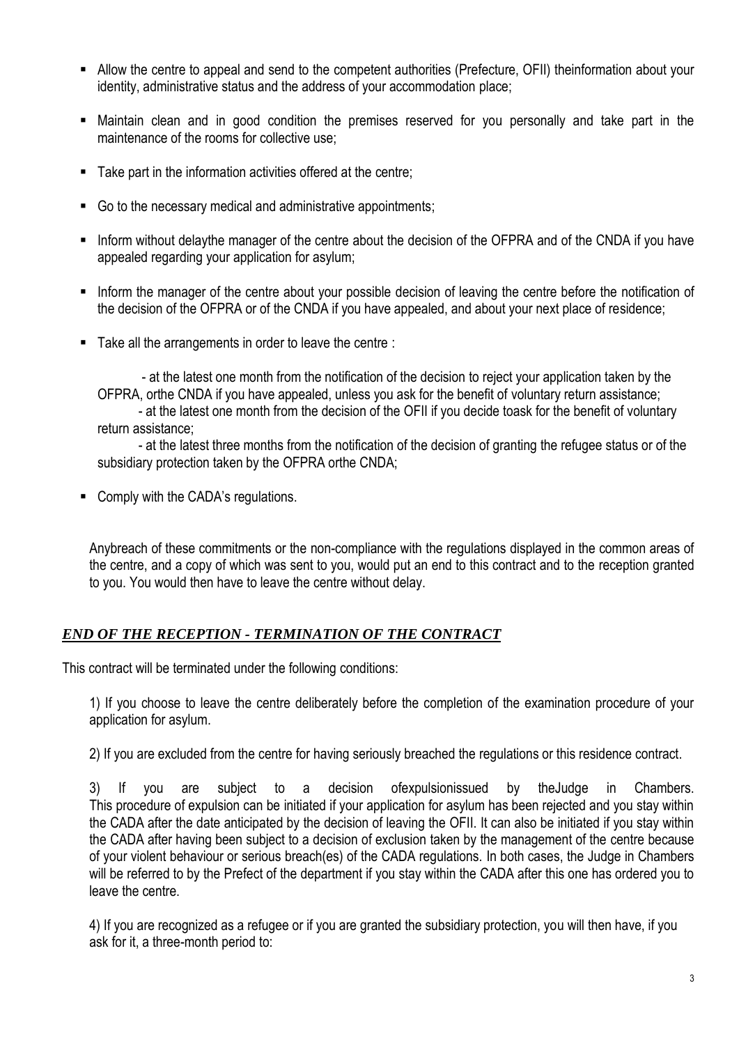- Allow the centre to appeal and send to the competent authorities (Prefecture, OFII) theinformation about your identity, administrative status and the address of your accommodation place;
- Maintain clean and in good condition the premises reserved for you personally and take part in the maintenance of the rooms for collective use;
- Take part in the information activities offered at the centre;
- Go to the necessary medical and administrative appointments;
- Inform without delaythe manager of the centre about the decision of the OFPRA and of the CNDA if you have appealed regarding your application for asylum;
- Inform the manager of the centre about your possible decision of leaving the centre before the notification of the decision of the OFPRA or of the CNDA if you have appealed, and about your next place of residence;
- Take all the arrangements in order to leave the centre :

  - at the latest one month from the notification of the decision to reject your application taken by the OFPRA, orthe CNDA if you have appealed, unless you ask for the benefit of voluntary return assistance;
  - at the latest one month from the decision of the OFII if you decide toask for the benefit of voluntary return assistance;
  - at the latest three months from the notification of the decision of granting the refugee status or of the subsidiary protection taken by the OFPRA orthe CNDA;

- Comply with the CADA's regulations.

Anybreach of these commitments or the non-compliance with the regulations displayed in the common areas of the centre, and a copy of which was sent to you, would put an end to this contract and to the reception granted to you. You would then have to leave the centre without delay.

## ***END OF THE RECEPTION - TERMINATION OF THE CONTRACT***

This contract will be terminated under the following conditions:

1) If you choose to leave the centre deliberately before the completion of the examination procedure of your application for asylum.

2) If you are excluded from the centre for having seriously breached the regulations or this residence contract.

3) If you are subject to a decision ofexpulsionissued by theJudge in Chambers. This procedure of expulsion can be initiated if your application for asylum has been rejected and you stay within the CADA after the date anticipated by the decision of leaving the OFII. It can also be initiated if you stay within the CADA after having been subject to a decision of exclusion taken by the management of the centre because of your violent behaviour or serious breach(es) of the CADA regulations. In both cases, the Judge in Chambers will be referred to by the Prefect of the department if you stay within the CADA after this one has ordered you to leave the centre.

4) If you are recognized as a refugee or if you are granted the subsidiary protection, you will then have, if you ask for it, a three-month period to: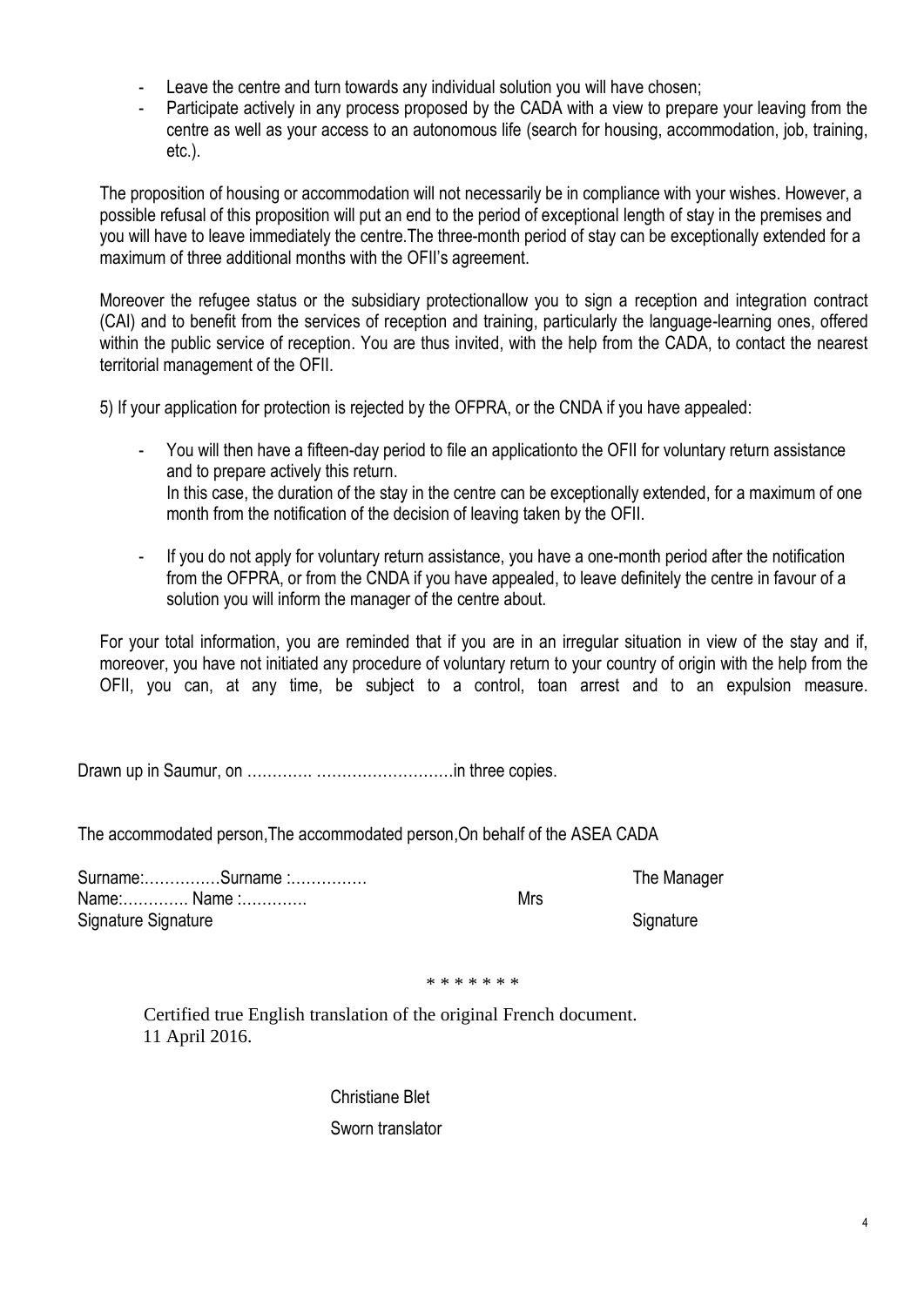- Leave the centre and turn towards any individual solution you will have chosen;
- Participate actively in any process proposed by the CADA with a view to prepare your leaving from the centre as well as your access to an autonomous life (search for housing, accommodation, job, training, etc.).

The proposition of housing or accommodation will not necessarily be in compliance with your wishes. However, a possible refusal of this proposition will put an end to the period of exceptional length of stay in the premises and you will have to leave immediately the centre.The three-month period of stay can be exceptionally extended for a maximum of three additional months with the OFII's agreement.

Moreover the refugee status or the subsidiary protectionallow you to sign a reception and integration contract (CAI) and to benefit from the services of reception and training, particularly the language-learning ones, offered within the public service of reception. You are thus invited, with the help from the CADA, to contact the nearest territorial management of the OFII.

5) If your application for protection is rejected by the OFPRA, or the CNDA if you have appealed:

- You will then have a fifteen-day period to file an applicationto the OFII for voluntary return assistance and to prepare actively this return.
  In this case, the duration of the stay in the centre can be exceptionally extended, for a maximum of one month from the notification of the decision of leaving taken by the OFII.
- If you do not apply for voluntary return assistance, you have a one-month period after the notification from the OFPRA, or from the CNDA if you have appealed, to leave definitely the centre in favour of a solution you will inform the manager of the centre about.

For your total information, you are reminded that if you are in an irregular situation in view of the stay and if, moreover, you have not initiated any procedure of voluntary return to your country of origin with the help from the OFII, you can, at any time, be subject to a control, toan arrest and to an expulsion measure.

Drawn up in Saumur, on …………. ………………………in three copies.

The accommodated person,The accommodated person,On behalf of the ASEA CADA

Surname:……………Surname :…………… The Manager
Name:…………. Name :…………. Mrs
Signature Signature Signature

\* \* \* \* \* \* \*

Certified true English translation of the original French document.
11 April 2016.

Christiane Blet
Sworn translator